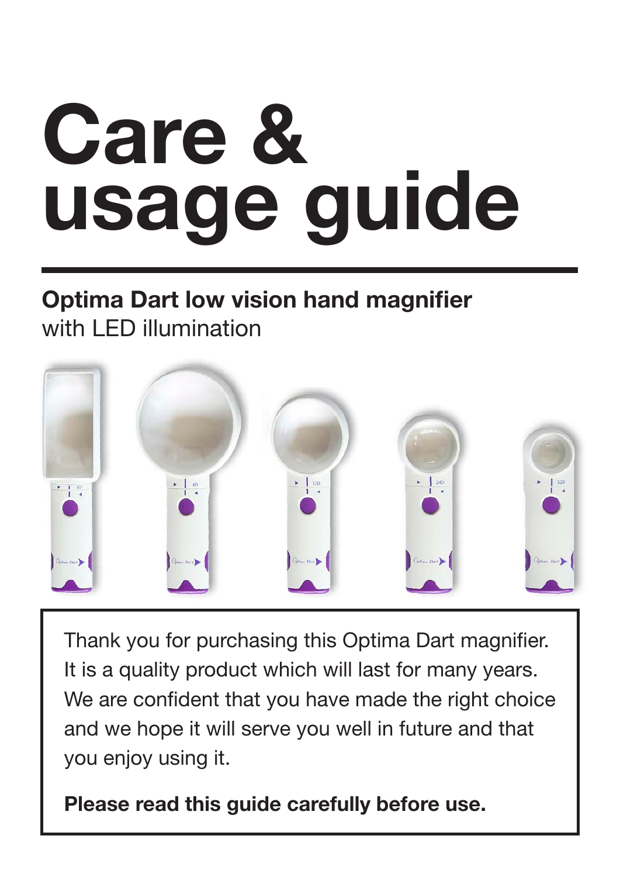# Care & usage guide

**Optima Dart low vision hand magnifier**
with LED illumination

Thank you for purchasing this Optima Dart magnifier. It is a quality product which will last for many years. We are confident that you have made the right choice and we hope it will serve you well in future and that you enjoy using it.

**Please read this guide carefully before use.**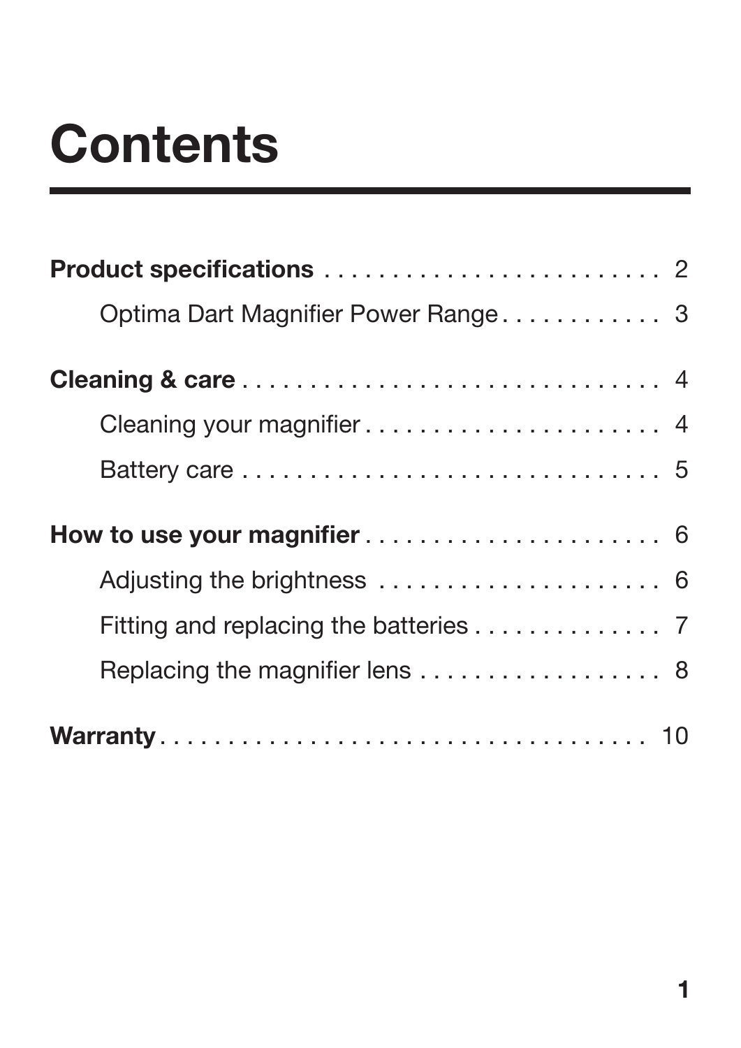# Contents

**Product specifications** . . . . . . . . . . . . . . . . . . . . . . . . . 2

Optima Dart Magnifier Power Range . . . . . . . . . . . . 3

**Cleaning & care** . . . . . . . . . . . . . . . . . . . . . . . . . . . . . . . 4

Cleaning your magnifier . . . . . . . . . . . . . . . . . . . . . . . 4

Battery care . . . . . . . . . . . . . . . . . . . . . . . . . . . . . . . 5

**How to use your magnifier** . . . . . . . . . . . . . . . . . . . . . 6

Adjusting the brightness . . . . . . . . . . . . . . . . . . . . . 6

Fitting and replacing the batteries . . . . . . . . . . . . . . 7

Replacing the magnifier lens . . . . . . . . . . . . . . . . . . 8

**Warranty** . . . . . . . . . . . . . . . . . . . . . . . . . . . . . . . . . . . 10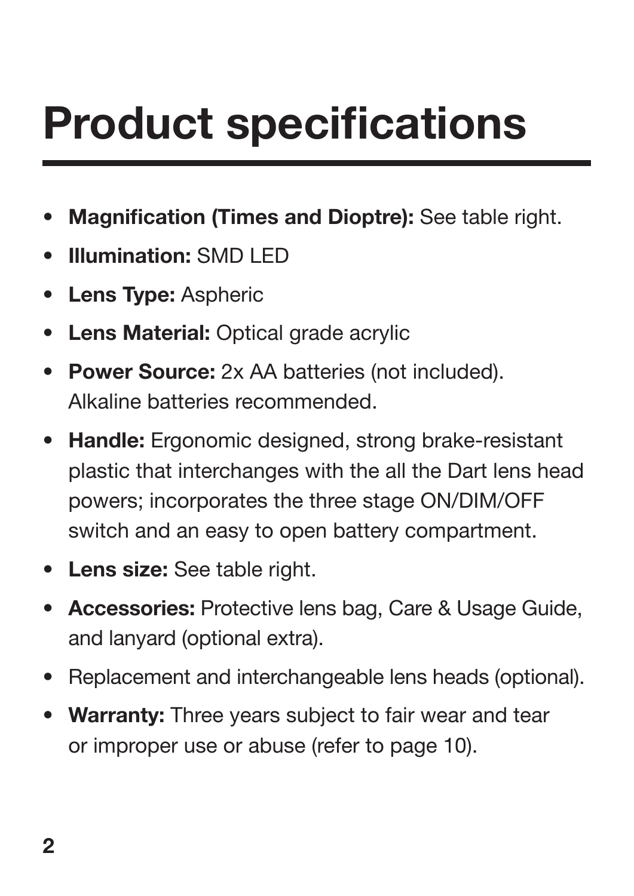# Product specifications

- **Magnification (Times and Dioptre):** See table right.
- **Illumination:** SMD LED
- **Lens Type:** Aspheric
- **Lens Material:** Optical grade acrylic
- **Power Source:** 2x AA batteries (not included). Alkaline batteries recommended.
- **Handle:** Ergonomic designed, strong brake-resistant plastic that interchanges with the all the Dart lens head powers; incorporates the three stage ON/DIM/OFF switch and an easy to open battery compartment.
- **Lens size:** See table right.
- **Accessories:** Protective lens bag, Care & Usage Guide, and lanyard (optional extra).
- Replacement and interchangeable lens heads (optional).
- **Warranty:** Three years subject to fair wear and tear or improper use or abuse (refer to page 10).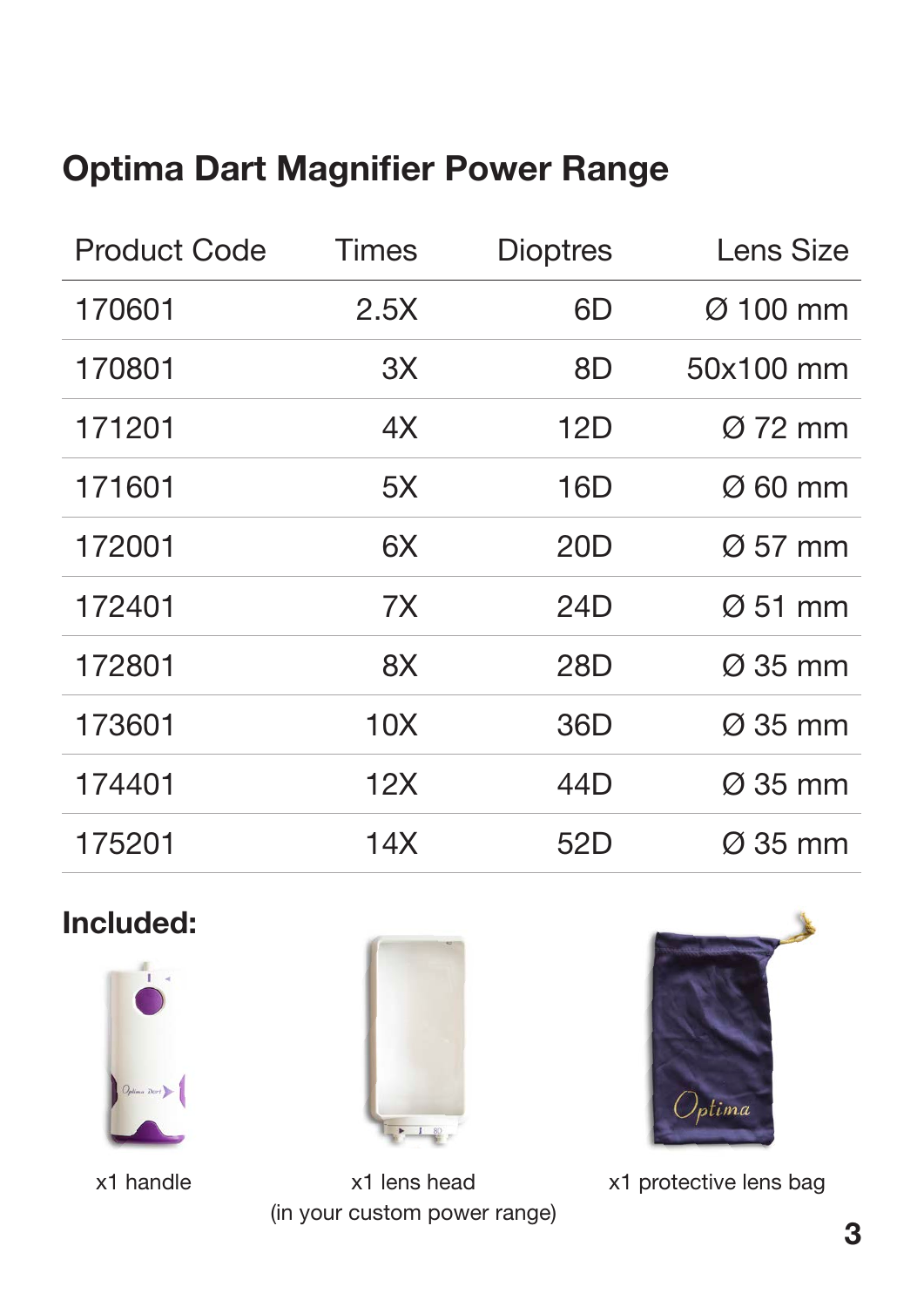## Optima Dart Magnifier Power Range

| Product Code | Times | Dioptres | Lens Size |
|---|---|---|---|
| 170601 | 2.5X | 6D | Ø 100 mm |
| 170801 | 3X | 8D | 50x100 mm |
| 171201 | 4X | 12D | Ø 72 mm |
| 171601 | 5X | 16D | Ø 60 mm |
| 172001 | 6X | 20D | Ø 57 mm |
| 172401 | 7X | 24D | Ø 51 mm |
| 172801 | 8X | 28D | Ø 35 mm |
| 173601 | 10X | 36D | Ø 35 mm |
| 174401 | 12X | 44D | Ø 35 mm |
| 175201 | 14X | 52D | Ø 35 mm |

**Included:**

x1 handle

x1 lens head
(in your custom power range)

x1 protective lens bag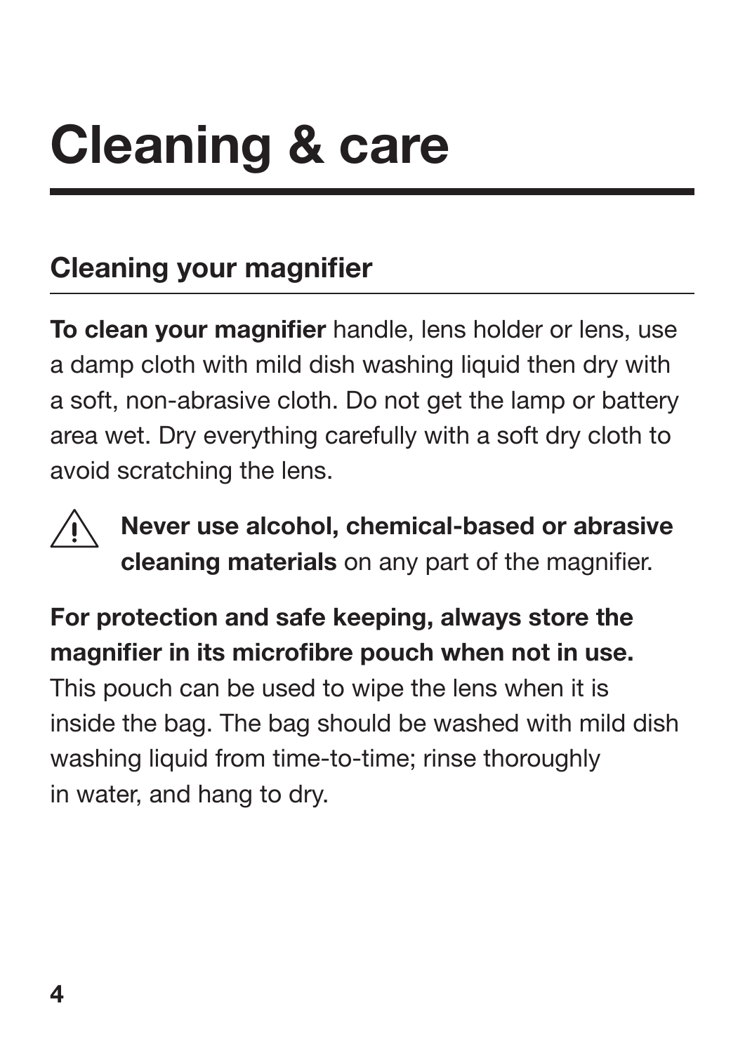# Cleaning & care

## Cleaning your magnifier

**To clean your magnifier** handle, lens holder or lens, use a damp cloth with mild dish washing liquid then dry with a soft, non-abrasive cloth. Do not get the lamp or battery area wet. Dry everything carefully with a soft dry cloth to avoid scratching the lens.

⚠ **Never use alcohol, chemical-based or abrasive cleaning materials** on any part of the magnifier.

**For protection and safe keeping, always store the magnifier in its microfibre pouch when not in use.** This pouch can be used to wipe the lens when it is inside the bag. The bag should be washed with mild dish washing liquid from time-to-time; rinse thoroughly in water, and hang to dry.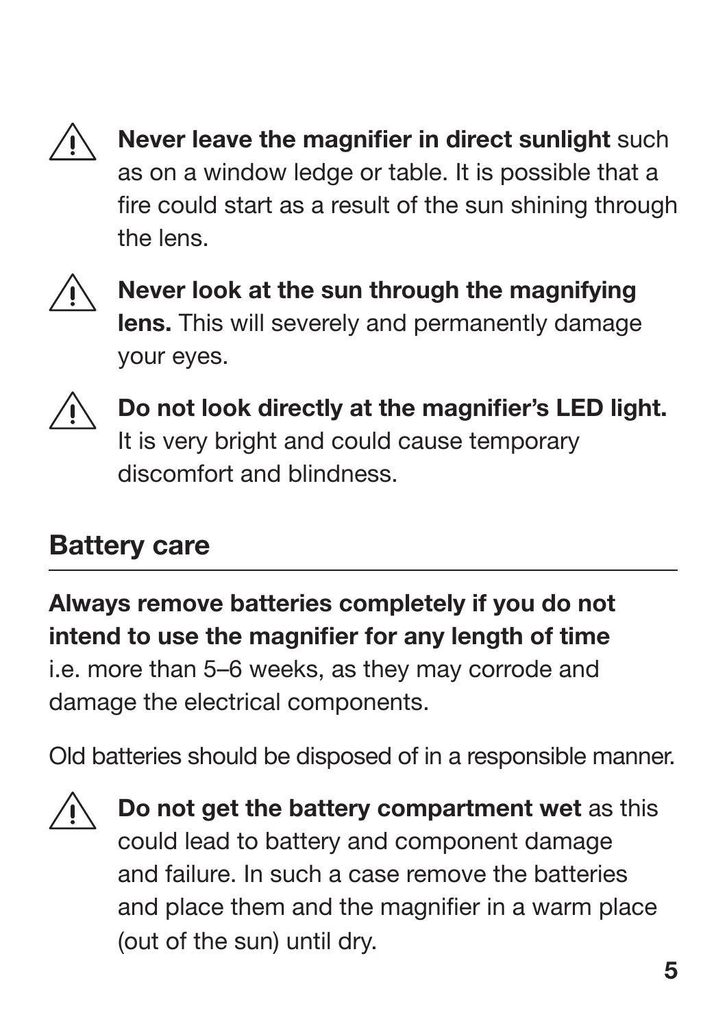⚠ **Never leave the magnifier in direct sunlight** such as on a window ledge or table. It is possible that a fire could start as a result of the sun shining through the lens.

⚠ **Never look at the sun through the magnifying lens.** This will severely and permanently damage your eyes.

⚠ **Do not look directly at the magnifier's LED light.** It is very bright and could cause temporary discomfort and blindness.

## Battery care

**Always remove batteries completely if you do not intend to use the magnifier for any length of time** i.e. more than 5–6 weeks, as they may corrode and damage the electrical components.

Old batteries should be disposed of in a responsible manner.

⚠ **Do not get the battery compartment wet** as this could lead to battery and component damage and failure. In such a case remove the batteries and place them and the magnifier in a warm place (out of the sun) until dry.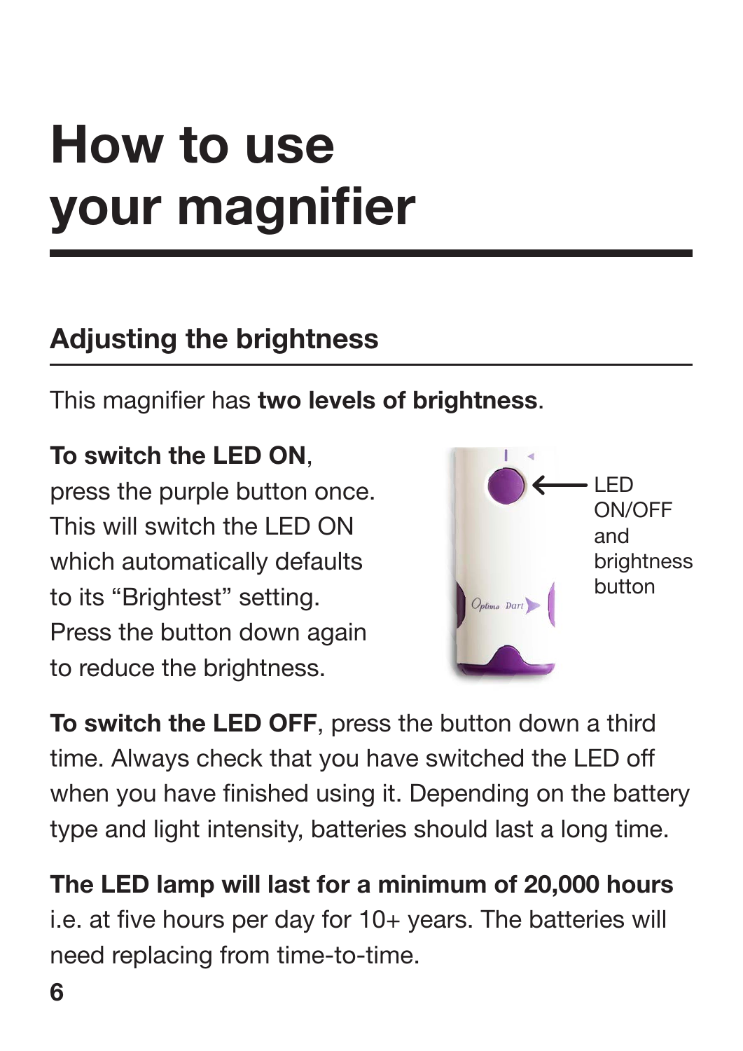# How to use your magnifier

## Adjusting the brightness

This magnifier has **two levels of brightness**.

**To switch the LED ON**, press the purple button once. This will switch the LED ON which automatically defaults to its "Brightest" setting. Press the button down again to reduce the brightness.

LED ON/OFF and brightness button

**To switch the LED OFF**, press the button down a third time. Always check that you have switched the LED off when you have finished using it. Depending on the battery type and light intensity, batteries should last a long time.

**The LED lamp will last for a minimum of 20,000 hours** i.e. at five hours per day for 10+ years. The batteries will need replacing from time-to-time.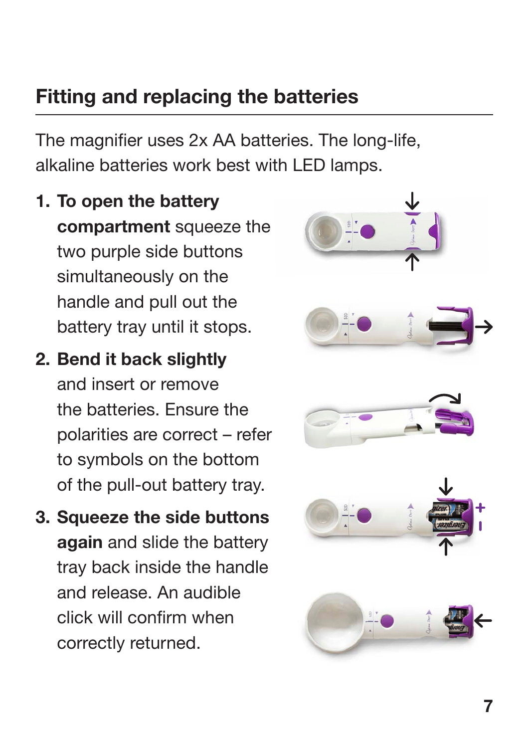## Fitting and replacing the batteries

The magnifier uses 2x AA batteries. The long-life, alkaline batteries work best with LED lamps.

1. **To open the battery compartment** squeeze the two purple side buttons simultaneously on the handle and pull out the battery tray until it stops.
2. **Bend it back slightly** and insert or remove the batteries. Ensure the polarities are correct – refer to symbols on the bottom of the pull-out battery tray.
3. **Squeeze the side buttons again** and slide the battery tray back inside the handle and release. An audible click will confirm when correctly returned.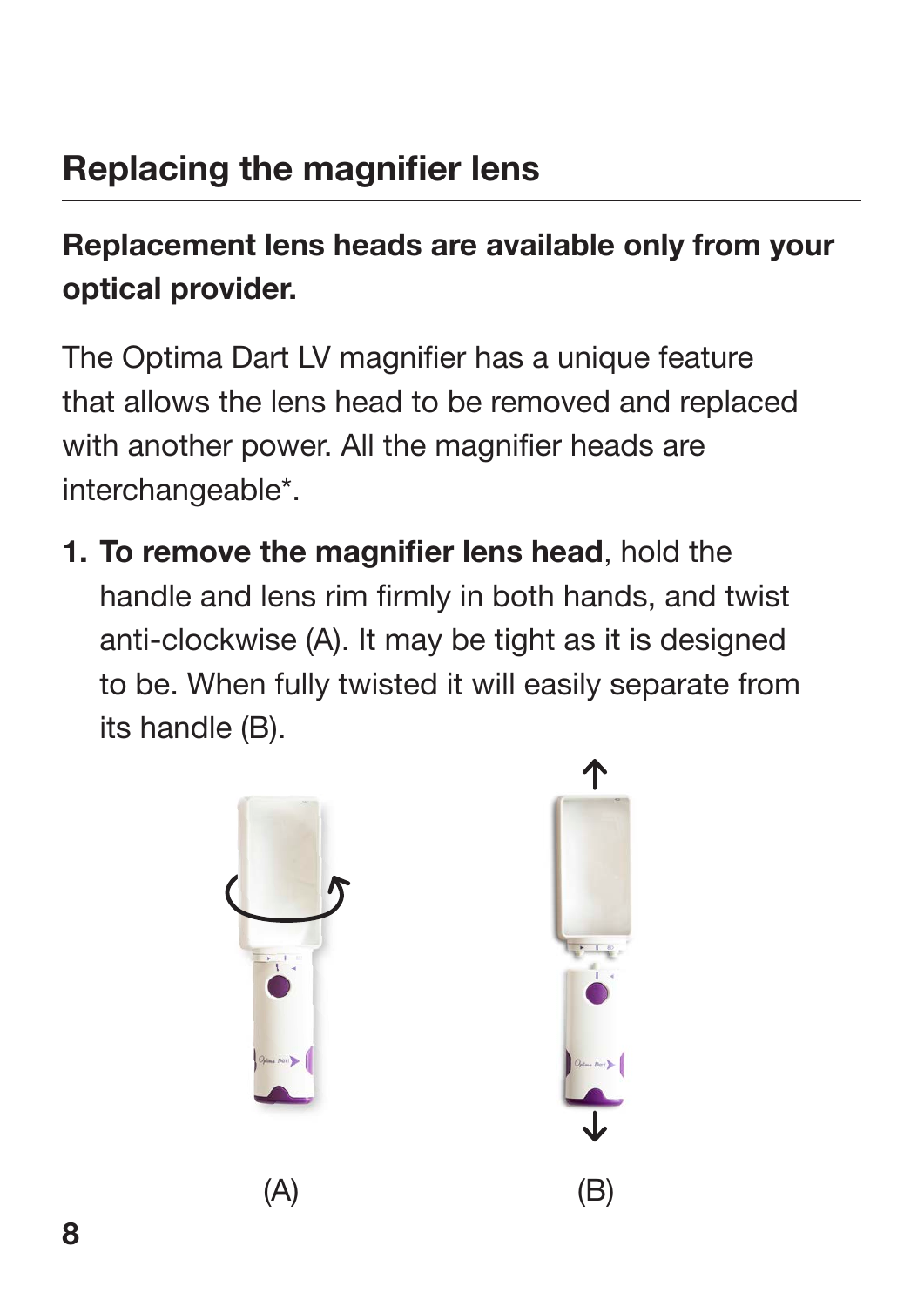## Replacing the magnifier lens

**Replacement lens heads are available only from your optical provider.**

The Optima Dart LV magnifier has a unique feature that allows the lens head to be removed and replaced with another power. All the magnifier heads are interchangeable*.

1. **To remove the magnifier lens head**, hold the handle and lens rim firmly in both hands, and twist anti-clockwise (A). It may be tight as it is designed to be. When fully twisted it will easily separate from its handle (B).

(A)

(B)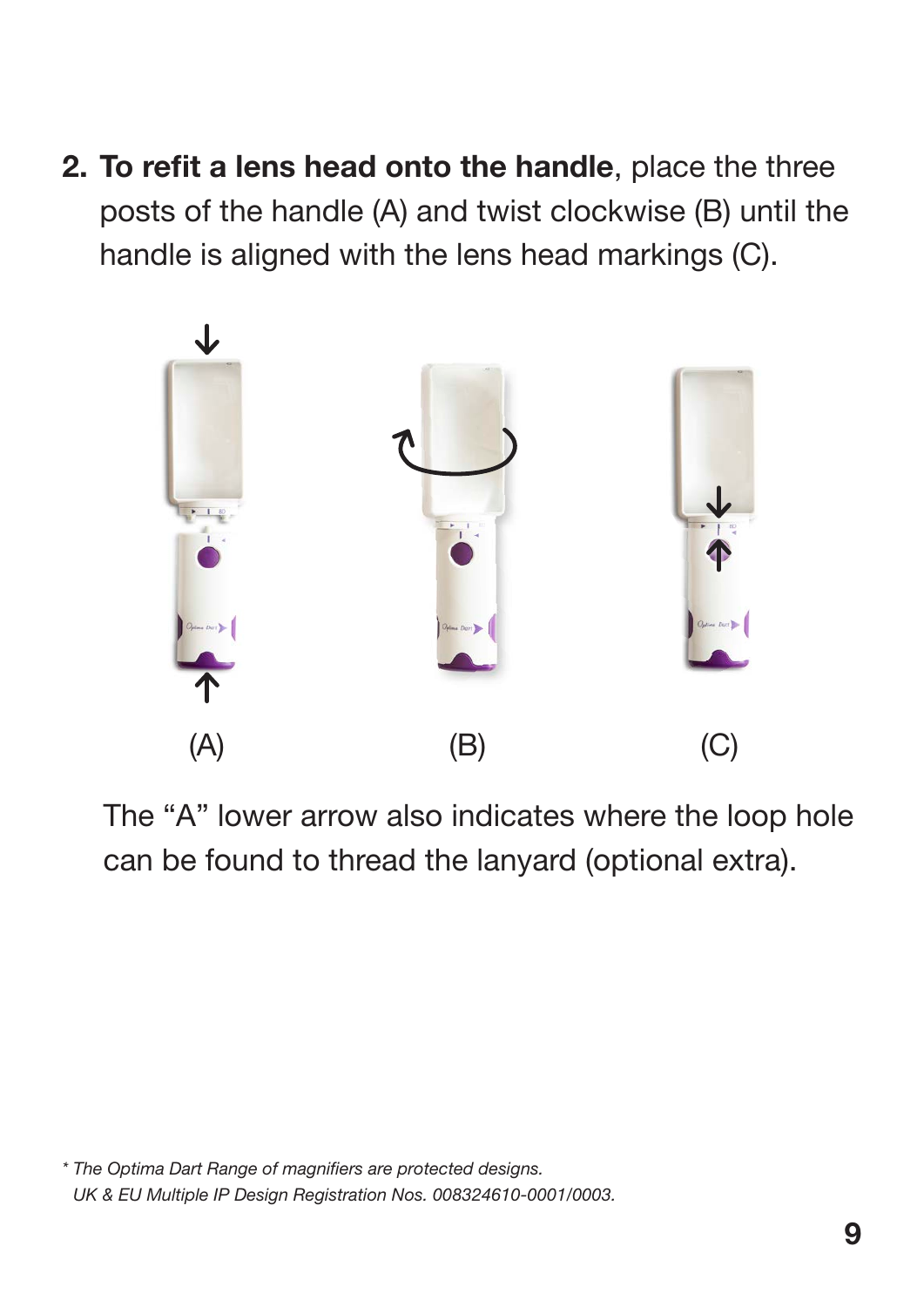2. **To refit a lens head onto the handle**, place the three posts of the handle (A) and twist clockwise (B) until the handle is aligned with the lens head markings (C).

(A) (B) (C)

The “A” lower arrow also indicates where the loop hole can be found to thread the lanyard (optional extra).

*\* The Optima Dart Range of magnifiers are protected designs.*
*UK & EU Multiple IP Design Registration Nos. 008324610-0001/0003.*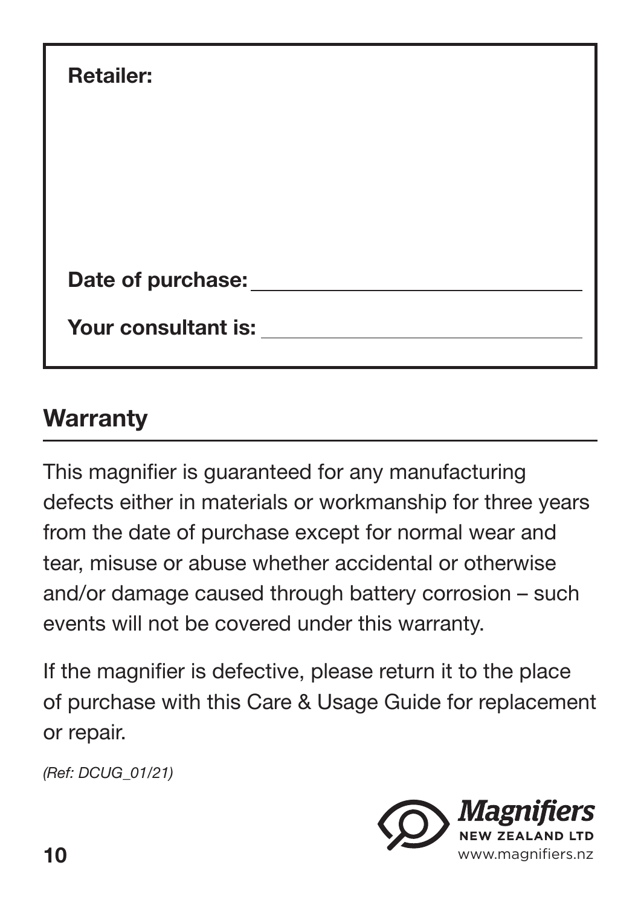**Retailer:**

**Date of purchase:** \_\_\_\_\_\_\_\_\_\_\_\_\_\_\_\_\_\_\_\_\_\_\_\_\_\_\_\_

**Your consultant is:** \_\_\_\_\_\_\_\_\_\_\_\_\_\_\_\_\_\_\_\_\_\_\_\_\_\_\_\_

## Warranty

This magnifier is guaranteed for any manufacturing defects either in materials or workmanship for three years from the date of purchase except for normal wear and tear, misuse or abuse whether accidental or otherwise and/or damage caused through battery corrosion – such events will not be covered under this warranty.

If the magnifier is defective, please return it to the place of purchase with this Care & Usage Guide for replacement or repair.

*(Ref: DCUG_01/21)*

Magnifiers
NEW ZEALAND LTD
www.magnifiers.nz